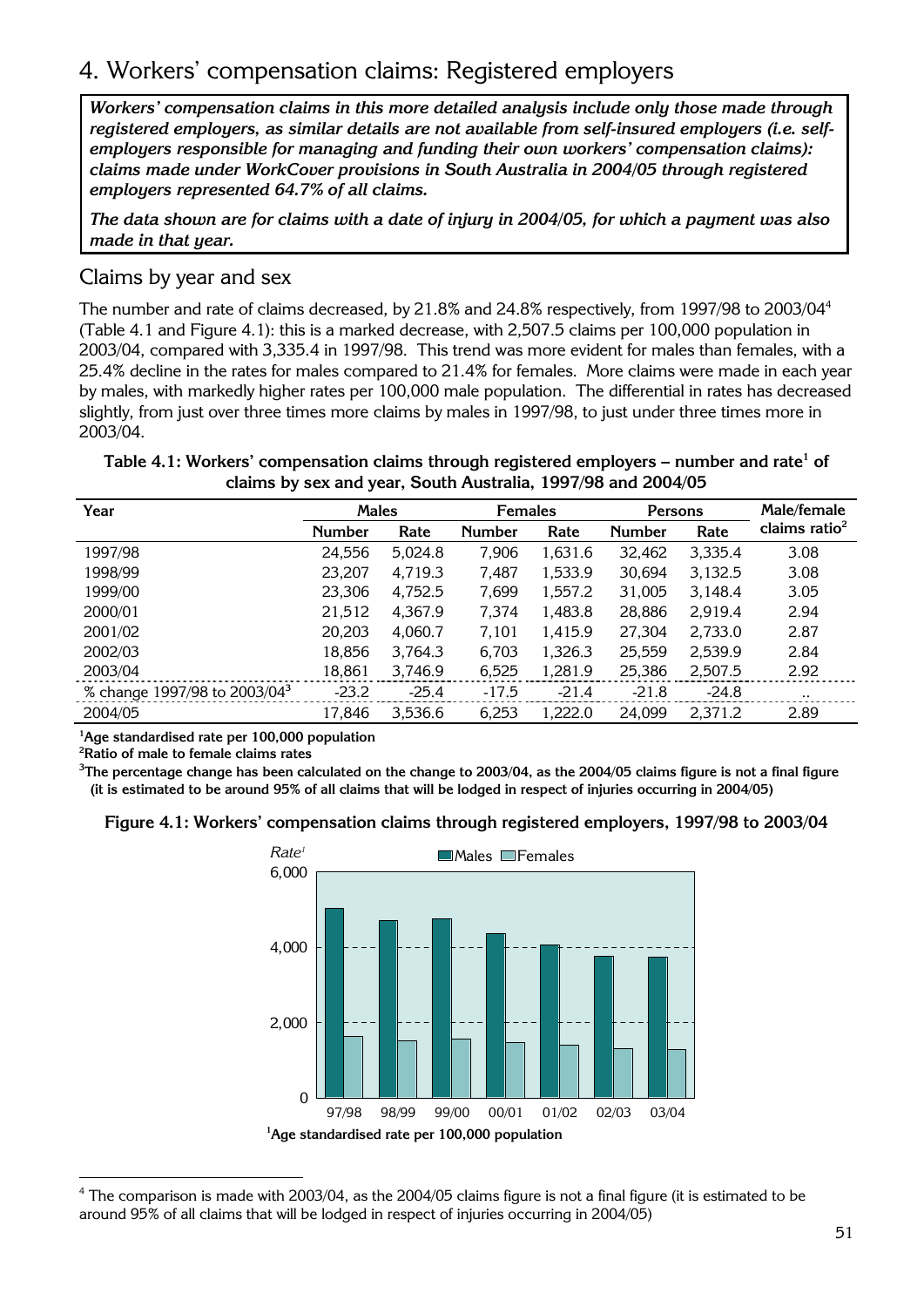# 4. Workers' compensation claims: Registered employers

***Workers' compensation claims in this more detailed analysis include only those made through registered employers, as similar details are not available from self-insured employers (i.e. self-employers responsible for managing and funding their own workers' compensation claims): claims made under WorkCover provisions in South Australia in 2004/05 through registered employers represented 64.7% of all claims.***

***The data shown are for claims with a date of injury in 2004/05, for which a payment was also made in that year.***

## Claims by year and sex

The number and rate of claims decreased, by 21.8% and 24.8% respectively, from 1997/98 to 2003/04[4] (Table 4.1 and Figure 4.1): this is a marked decrease, with 2,507.5 claims per 100,000 population in 2003/04, compared with 3,335.4 in 1997/98. This trend was more evident for males than females, with a 25.4% decline in the rates for males compared to 21.4% for females. More claims were made in each year by males, with markedly higher rates per 100,000 male population. The differential in rates has decreased slightly, from just over three times more claims by males in 1997/98, to just under three times more in 2003/04.

**Table 4.1: Workers' compensation claims through registered employers – number and rate[1] of claims by sex and year, South Australia, 1997/98 and 2004/05**

| Year | Males | | Females | | Persons | | Male/female claims ratio[2] |
|---|---|---|---|---|---|---|---|
| | Number | Rate | Number | Rate | Number | Rate | |
| 1997/98 | 24,556 | 5,024.8 | 7,906 | 1,631.6 | 32,462 | 3,335.4 | 3.08 |
| 1998/99 | 23,207 | 4,719.3 | 7,487 | 1,533.9 | 30,694 | 3,132.5 | 3.08 |
| 1999/00 | 23,306 | 4,752.5 | 7,699 | 1,557.2 | 31,005 | 3,148.4 | 3.05 |
| 2000/01 | 21,512 | 4,367.9 | 7,374 | 1,483.8 | 28,886 | 2,919.4 | 2.94 |
| 2001/02 | 20,203 | 4,060.7 | 7,101 | 1,415.9 | 27,304 | 2,733.0 | 2.87 |
| 2002/03 | 18,856 | 3,764.3 | 6,703 | 1,326.3 | 25,559 | 2,539.9 | 2.84 |
| 2003/04 | 18,861 | 3,746.9 | 6,525 | 1,281.9 | 25,386 | 2,507.5 | 2.92 |
| % change 1997/98 to 2003/04[3] | -23.2 | -25.4 | -17.5 | -21.4 | -21.8 | -24.8 | .. |
| 2004/05 | 17,846 | 3,536.6 | 6,253 | 1,222.0 | 24,099 | 2,371.2 | 2.89 |

**[1]Age standardised rate per 100,000 population**
**[2]Ratio of male to female claims rates**
**[3]The percentage change has been calculated on the change to 2003/04, as the 2004/05 claims figure is not a final figure (it is estimated to be around 95% of all claims that will be lodged in respect of injuries occurring in 2004/05)**

**Figure 4.1: Workers' compensation claims through registered employers, 1997/98 to 2003/04**

**[1]Age standardised rate per 100,000 population**

[4] The comparison is made with 2003/04, as the 2004/05 claims figure is not a final figure (it is estimated to be around 95% of all claims that will be lodged in respect of injuries occurring in 2004/05)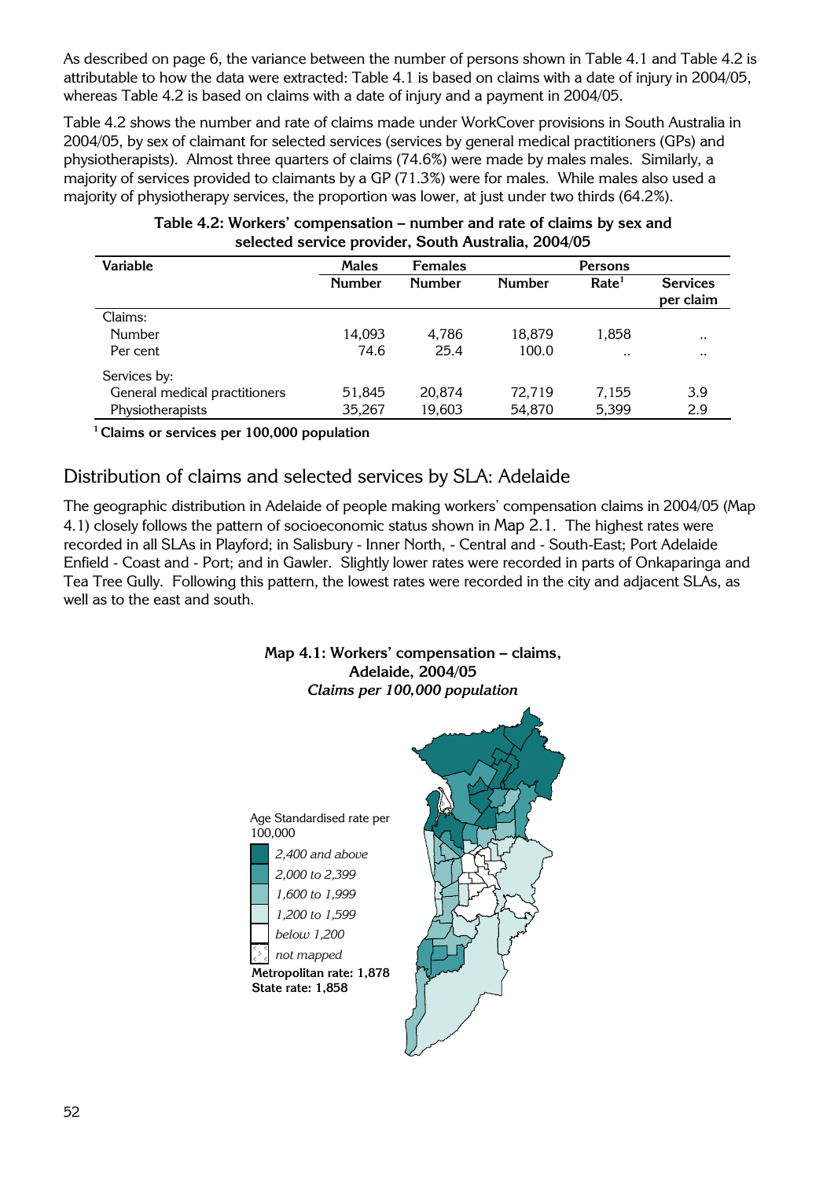As described on page 6, the variance between the number of persons shown in Table 4.1 and Table 4.2 is attributable to how the data were extracted: Table 4.1 is based on claims with a date of injury in 2004/05, whereas Table 4.2 is based on claims with a date of injury and a payment in 2004/05.

Table 4.2 shows the number and rate of claims made under WorkCover provisions in South Australia in 2004/05, by sex of claimant for selected services (services by general medical practitioners (GPs) and physiotherapists). Almost three quarters of claims (74.6%) were made by males males. Similarly, a majority of services provided to claimants by a GP (71.3%) were for males. While males also used a majority of physiotherapy services, the proportion was lower, at just under two thirds (64.2%).

**Table 4.2: Workers' compensation – number and rate of claims by sex and selected service provider, South Australia, 2004/05**

| Variable | Males | Females | Persons | | |
|---|---|---|---|---|---|
| | Number | Number | Number | Rate[1] | Services per claim |
| Claims: | | | | | |
| Number | 14,093 | 4,786 | 18,879 | 1,858 | .. |
| Per cent | 74.6 | 25.4 | 100.0 | .. | .. |
| Services by: | | | | | |
| General medical practitioners | 51,845 | 20,874 | 72,719 | 7,155 | 3.9 |
| Physiotherapists | 35,267 | 19,603 | 54,870 | 5,399 | 2.9 |

[1] Claims or services per 100,000 population

## Distribution of claims and selected services by SLA: Adelaide

The geographic distribution in Adelaide of people making workers' compensation claims in 2004/05 (Map 4.1) closely follows the pattern of socioeconomic status shown in Map 2.1. The highest rates were recorded in all SLAs in Playford; in Salisbury - Inner North, - Central and - South-East; Port Adelaide Enfield - Coast and - Port; and in Gawler. Slightly lower rates were recorded in parts of Onkaparinga and Tea Tree Gully. Following this pattern, the lowest rates were recorded in the city and adjacent SLAs, as well as to the east and south.

**Map 4.1: Workers' compensation – claims, Adelaide, 2004/05**
*Claims per 100,000 population*

Age Standardised rate per 100,000

- *2,400 and above*
- *2,000 to 2,399*
- *1,600 to 1,999*
- *1,200 to 1,599*
- *below 1,200*
- *not mapped*

**Metropolitan rate: 1,878**
**State rate: 1,858**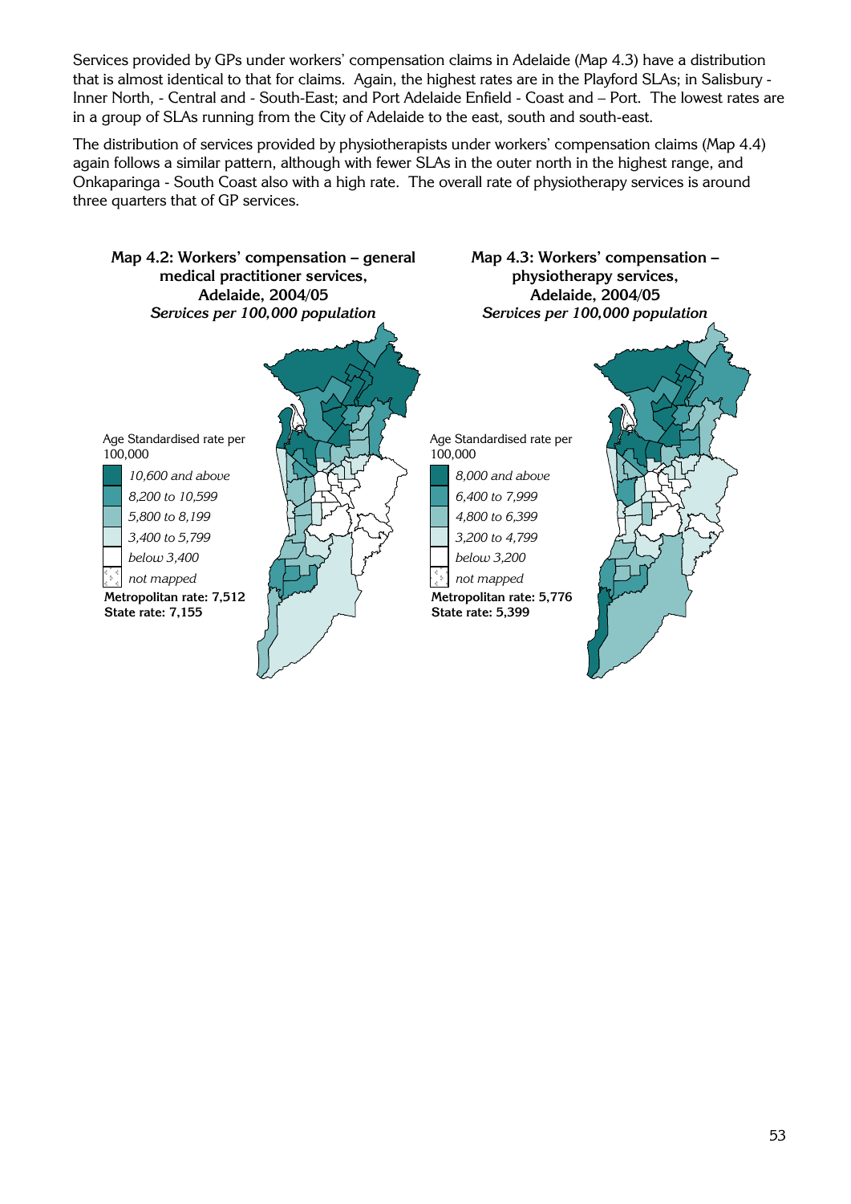Services provided by GPs under workers' compensation claims in Adelaide (Map 4.3) have a distribution that is almost identical to that for claims. Again, the highest rates are in the Playford SLAs; in Salisbury - Inner North, - Central and - South-East; and Port Adelaide Enfield - Coast and – Port. The lowest rates are in a group of SLAs running from the City of Adelaide to the east, south and south-east.

The distribution of services provided by physiotherapists under workers' compensation claims (Map 4.4) again follows a similar pattern, although with fewer SLAs in the outer north in the highest range, and Onkaparinga - South Coast also with a high rate. The overall rate of physiotherapy services is around three quarters that of GP services.

**Map 4.2: Workers' compensation – general medical practitioner services, Adelaide, 2004/05**
*Services per 100,000 population*

Age Standardised rate per 100,000

- *10,600 and above*
- *8,200 to 10,599*
- *5,800 to 8,199*
- *3,400 to 5,799*
- *below 3,400*
- *not mapped*

**Metropolitan rate: 7,512**
**State rate: 7,155**

**Map 4.3: Workers' compensation – physiotherapy services, Adelaide, 2004/05**
*Services per 100,000 population*

Age Standardised rate per 100,000

- *8,000 and above*
- *6,400 to 7,999*
- *4,800 to 6,399*
- *3,200 to 4,799*
- *below 3,200*
- *not mapped*

**Metropolitan rate: 5,776**
**State rate: 5,399**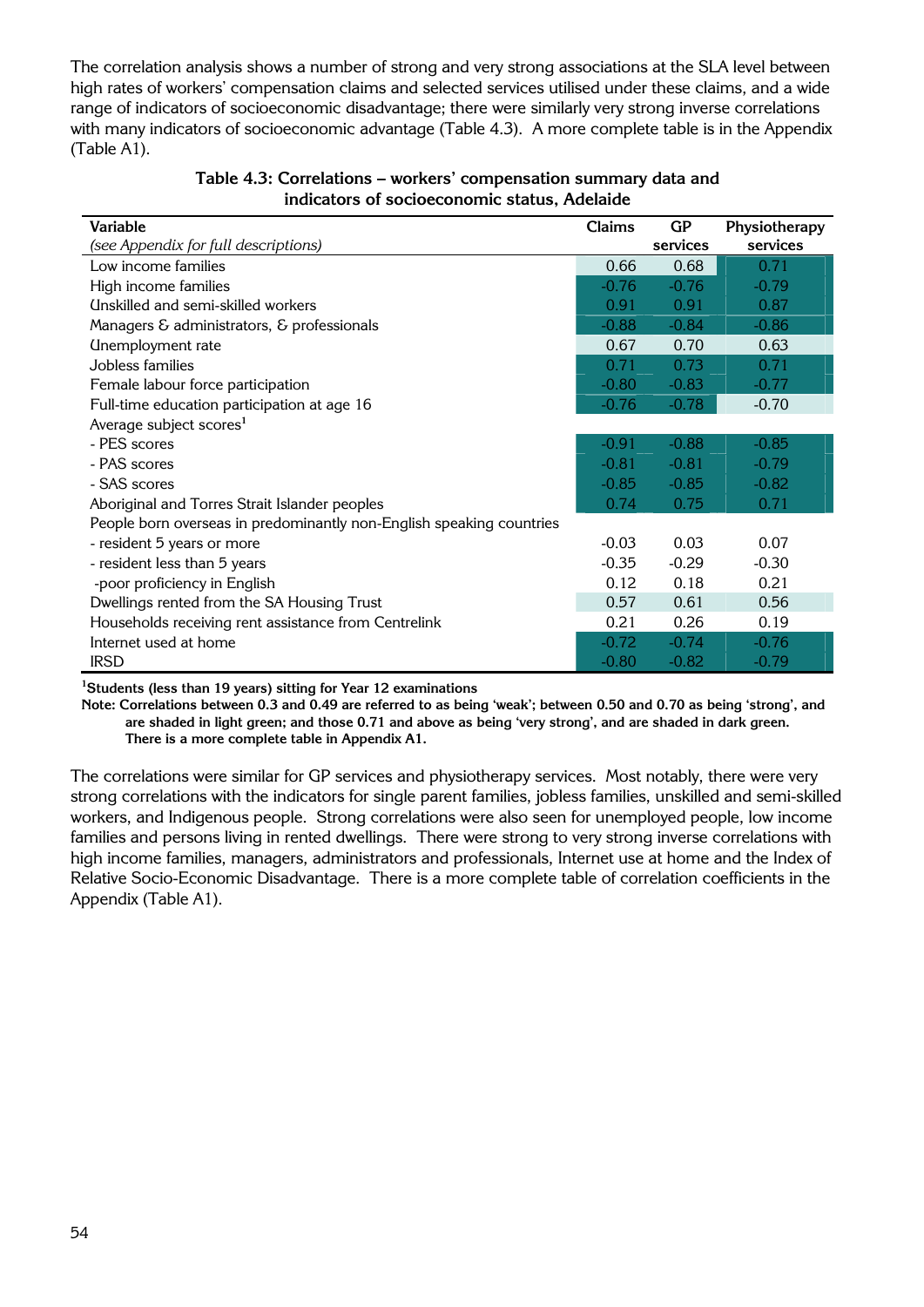The correlation analysis shows a number of strong and very strong associations at the SLA level between high rates of workers' compensation claims and selected services utilised under these claims, and a wide range of indicators of socioeconomic disadvantage; there were similarly very strong inverse correlations with many indicators of socioeconomic advantage (Table 4.3). A more complete table is in the Appendix (Table A1).

**Table 4.3: Correlations – workers' compensation summary data and indicators of socioeconomic status, Adelaide**

| Variable *(see Appendix for full descriptions)* | Claims | GP services | Physiotherapy services |
|---|---|---|---|
| Low income families | 0.66 | 0.68 | 0.71 |
| High income families | -0.76 | -0.76 | -0.79 |
| Unskilled and semi-skilled workers | 0.91 | 0.91 | 0.87 |
| Managers & administrators, & professionals | -0.88 | -0.84 | -0.86 |
| Unemployment rate | 0.67 | 0.70 | 0.63 |
| Jobless families | 0.71 | 0.73 | 0.71 |
| Female labour force participation | -0.80 | -0.83 | -0.77 |
| Full-time education participation at age 16 | -0.76 | -0.78 | -0.70 |
| Average subject scores[1] | | | |
| - PES scores | -0.91 | -0.88 | -0.85 |
| - PAS scores | -0.81 | -0.81 | -0.79 |
| - SAS scores | -0.85 | -0.85 | -0.82 |
| Aboriginal and Torres Strait Islander peoples | 0.74 | 0.75 | 0.71 |
| People born overseas in predominantly non-English speaking countries | | | |
| - resident 5 years or more | -0.03 | 0.03 | 0.07 |
| - resident less than 5 years | -0.35 | -0.29 | -0.30 |
| -poor proficiency in English | 0.12 | 0.18 | 0.21 |
| Dwellings rented from the SA Housing Trust | 0.57 | 0.61 | 0.56 |
| Households receiving rent assistance from Centrelink | 0.21 | 0.26 | 0.19 |
| Internet used at home | -0.72 | -0.74 | -0.76 |
| IRSD | -0.80 | -0.82 | -0.79 |

**[1]Students (less than 19 years) sitting for Year 12 examinations**

**Note: Correlations between 0.3 and 0.49 are referred to as being 'weak'; between 0.50 and 0.70 as being 'strong', and are shaded in light green; and those 0.71 and above as being 'very strong', and are shaded in dark green. There is a more complete table in Appendix A1.**

The correlations were similar for GP services and physiotherapy services. Most notably, there were very strong correlations with the indicators for single parent families, jobless families, unskilled and semi-skilled workers, and Indigenous people. Strong correlations were also seen for unemployed people, low income families and persons living in rented dwellings. There were strong to very strong inverse correlations with high income families, managers, administrators and professionals, Internet use at home and the Index of Relative Socio-Economic Disadvantage. There is a more complete table of correlation coefficients in the Appendix (Table A1).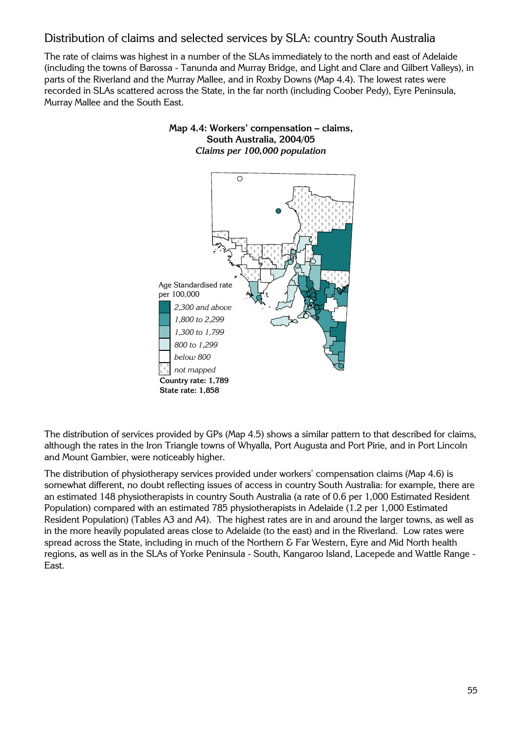## Distribution of claims and selected services by SLA: country South Australia

The rate of claims was highest in a number of the SLAs immediately to the north and east of Adelaide (including the towns of Barossa - Tanunda and Murray Bridge, and Light and Clare and Gilbert Valleys), in parts of the Riverland and the Murray Mallee, and in Roxby Downs (Map 4.4). The lowest rates were recorded in SLAs scattered across the State, in the far north (including Coober Pedy), Eyre Peninsula, Murray Mallee and the South East.

**Map 4.4: Workers' compensation – claims, South Australia, 2004/05**
***Claims per 100,000 population***

Age Standardised rate per 100,000

- *2,300 and above*
- *1,800 to 2,299*
- *1,300 to 1,799*
- *800 to 1,299*
- *below 800*
- *not mapped*

**Country rate: 1,789**
**State rate: 1,858**

The distribution of services provided by GPs (Map 4.5) shows a similar pattern to that described for claims, although the rates in the Iron Triangle towns of Whyalla, Port Augusta and Port Pirie, and in Port Lincoln and Mount Gambier, were noticeably higher.

The distribution of physiotherapy services provided under workers' compensation claims (Map 4.6) is somewhat different, no doubt reflecting issues of access in country South Australia: for example, there are an estimated 148 physiotherapists in country South Australia (a rate of 0.6 per 1,000 Estimated Resident Population) compared with an estimated 785 physiotherapists in Adelaide (1.2 per 1,000 Estimated Resident Population) (Tables A3 and A4). The highest rates are in and around the larger towns, as well as in the more heavily populated areas close to Adelaide (to the east) and in the Riverland. Low rates were spread across the State, including in much of the Northern & Far Western, Eyre and Mid North health regions, as well as in the SLAs of Yorke Peninsula - South, Kangaroo Island, Lacepede and Wattle Range - East.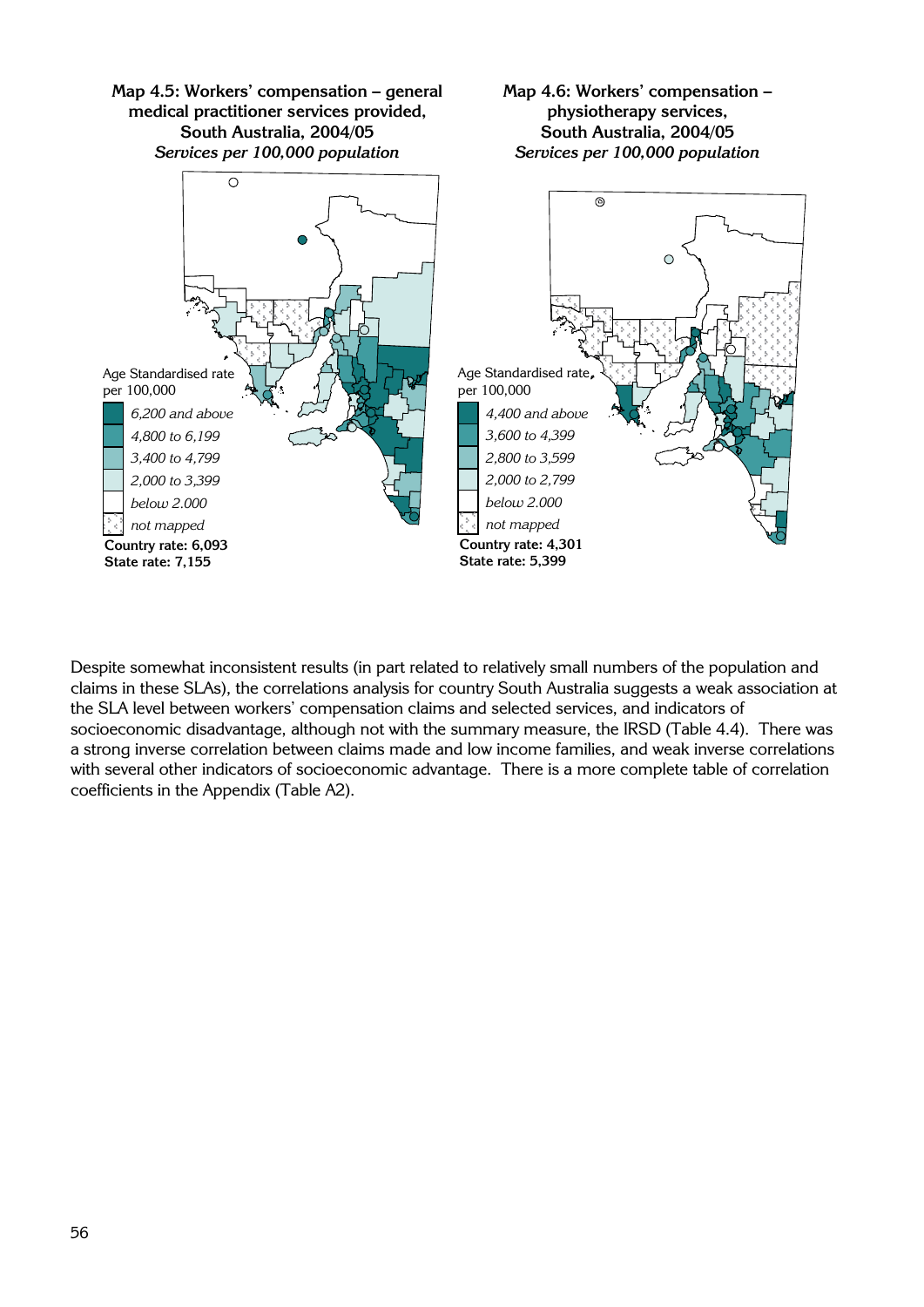**Map 4.5: Workers' compensation – general medical practitioner services provided, South Australia, 2004/05**
*Services per 100,000 population*

Age Standardised rate per 100,000

- *6,200 and above*
- *4,800 to 6,199*
- *3,400 to 4,799*
- *2,000 to 3,399*
- *below 2.000*
- *not mapped*

**Country rate: 6,093**
**State rate: 7,155**

**Map 4.6: Workers' compensation – physiotherapy services, South Australia, 2004/05**
*Services per 100,000 population*

Age Standardised rate per 100,000

- *4,400 and above*
- *3,600 to 4,399*
- *2,800 to 3,599*
- *2,000 to 2,799*
- *below 2.000*
- *not mapped*

**Country rate: 4,301**
**State rate: 5,399**

Despite somewhat inconsistent results (in part related to relatively small numbers of the population and claims in these SLAs), the correlations analysis for country South Australia suggests a weak association at the SLA level between workers' compensation claims and selected services, and indicators of socioeconomic disadvantage, although not with the summary measure, the IRSD (Table 4.4). There was a strong inverse correlation between claims made and low income families, and weak inverse correlations with several other indicators of socioeconomic advantage. There is a more complete table of correlation coefficients in the Appendix (Table A2).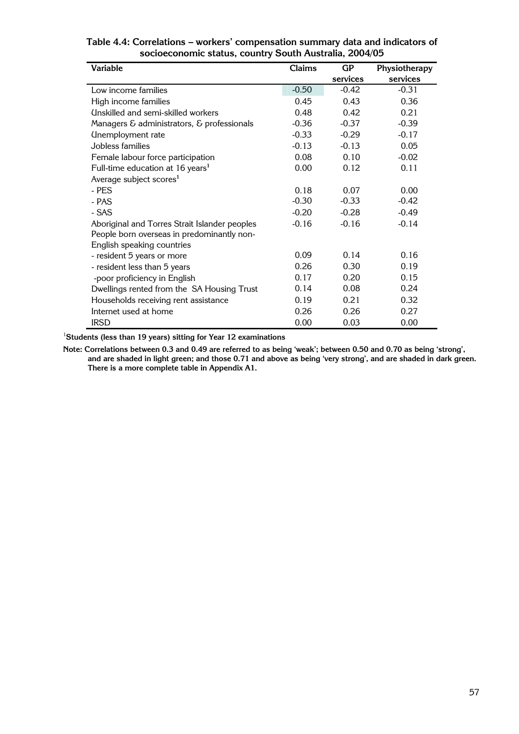**Table 4.4: Correlations – workers' compensation summary data and indicators of socioeconomic status, country South Australia, 2004/05**

| Variable | Claims | GP services | Physiotherapy services |
|---|---|---|---|
| Low income families | -0.50 | -0.42 | -0.31 |
| High income families | 0.45 | 0.43 | 0.36 |
| Unskilled and semi-skilled workers | 0.48 | 0.42 | 0.21 |
| Managers & administrators, & professionals | -0.36 | -0.37 | -0.39 |
| Unemployment rate | -0.33 | -0.29 | -0.17 |
| Jobless families | -0.13 | -0.13 | 0.05 |
| Female labour force participation | 0.08 | 0.10 | -0.02 |
| Full-time education at 16 years[1] | 0.00 | 0.12 | 0.11 |
| Average subject scores[1] | | | |
| - PES | 0.18 | 0.07 | 0.00 |
| - PAS | -0.30 | -0.33 | -0.42 |
| - SAS | -0.20 | -0.28 | -0.49 |
| Aboriginal and Torres Strait Islander peoples | -0.16 | -0.16 | -0.14 |
| People born overseas in predominantly non-English speaking countries | | | |
| - resident 5 years or more | 0.09 | 0.14 | 0.16 |
| - resident less than 5 years | 0.26 | 0.30 | 0.19 |
| -poor proficiency in English | 0.17 | 0.20 | 0.15 |
| Dwellings rented from the SA Housing Trust | 0.14 | 0.08 | 0.24 |
| Households receiving rent assistance | 0.19 | 0.21 | 0.32 |
| Internet used at home | 0.26 | 0.26 | 0.27 |
| IRSD | 0.00 | 0.03 | 0.00 |

[1]**Students (less than 19 years) sitting for Year 12 examinations**

**Note: Correlations between 0.3 and 0.49 are referred to as being 'weak'; between 0.50 and 0.70 as being 'strong', and are shaded in light green; and those 0.71 and above as being 'very strong', and are shaded in dark green. There is a more complete table in Appendix A1.**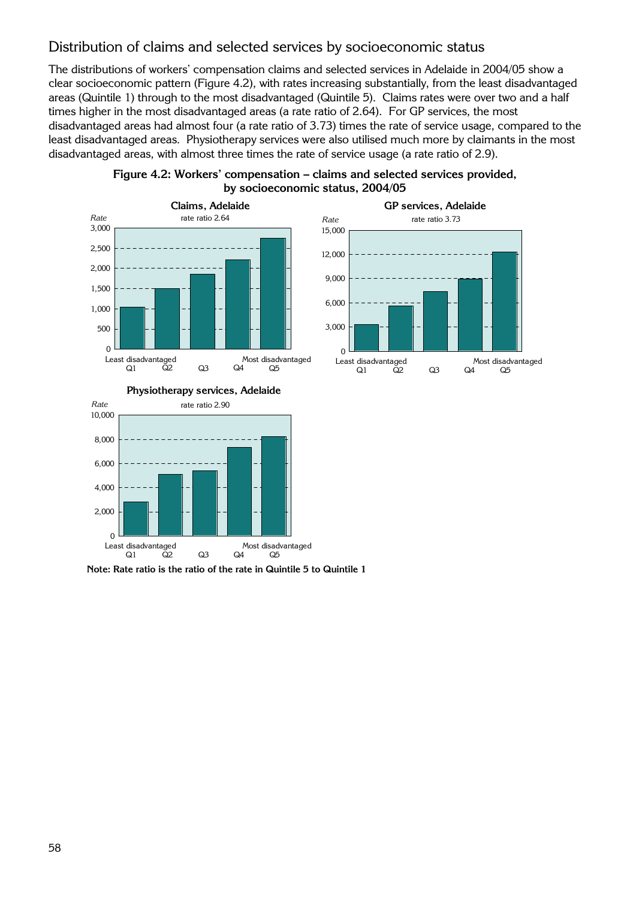## Distribution of claims and selected services by socioeconomic status

The distributions of workers' compensation claims and selected services in Adelaide in 2004/05 show a clear socioeconomic pattern (Figure 4.2), with rates increasing substantially, from the least disadvantaged areas (Quintile 1) through to the most disadvantaged (Quintile 5). Claims rates were over two and a half times higher in the most disadvantaged areas (a rate ratio of 2.64). For GP services, the most disadvantaged areas had almost four (a rate ratio of 3.73) times the rate of service usage, compared to the least disadvantaged areas. Physiotherapy services were also utilised much more by claimants in the most disadvantaged areas, with almost three times the rate of service usage (a rate ratio of 2.9).

**Figure 4.2: Workers' compensation – claims and selected services provided, by socioeconomic status, 2004/05**

**Claims, Adelaide** — rate ratio 2.64

**GP services, Adelaide** — rate ratio 3.73

**Physiotherapy services, Adelaide** — rate ratio 2.90

**Note: Rate ratio is the ratio of the rate in Quintile 5 to Quintile 1**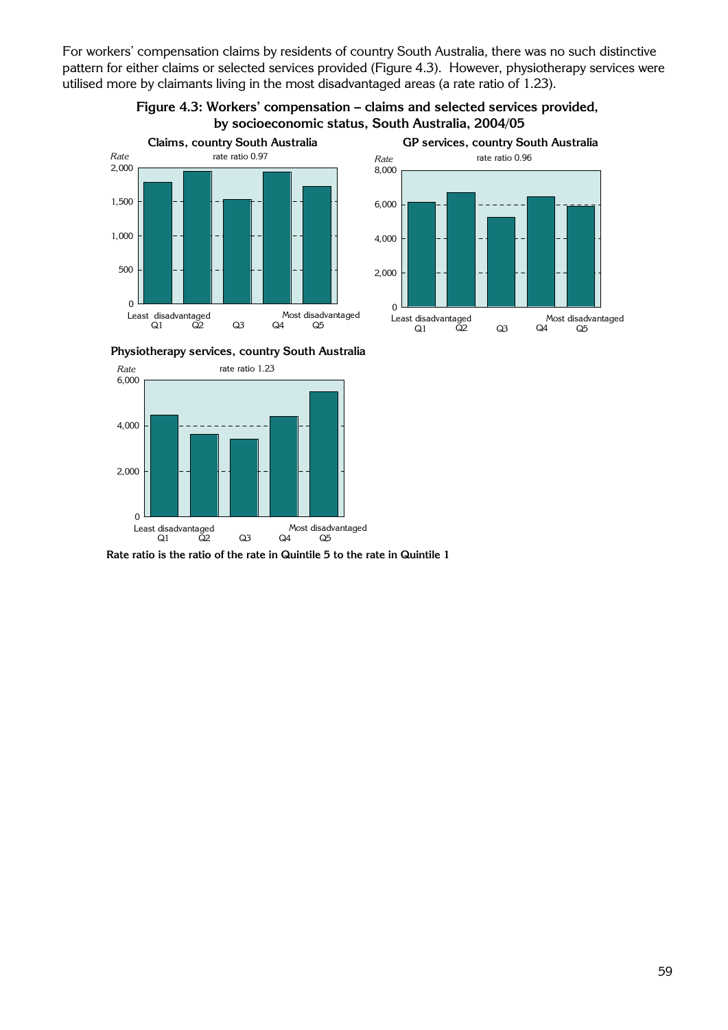For workers' compensation claims by residents of country South Australia, there was no such distinctive pattern for either claims or selected services provided (Figure 4.3). However, physiotherapy services were utilised more by claimants living in the most disadvantaged areas (a rate ratio of 1.23).

**Figure 4.3: Workers' compensation – claims and selected services provided, by socioeconomic status, South Australia, 2004/05**

**Claims, country South Australia**

rate ratio 0.97

**GP services, country South Australia**

rate ratio 0.96

**Physiotherapy services, country South Australia**

rate ratio 1.23

Rate ratio is the ratio of the rate in Quintile 5 to the rate in Quintile 1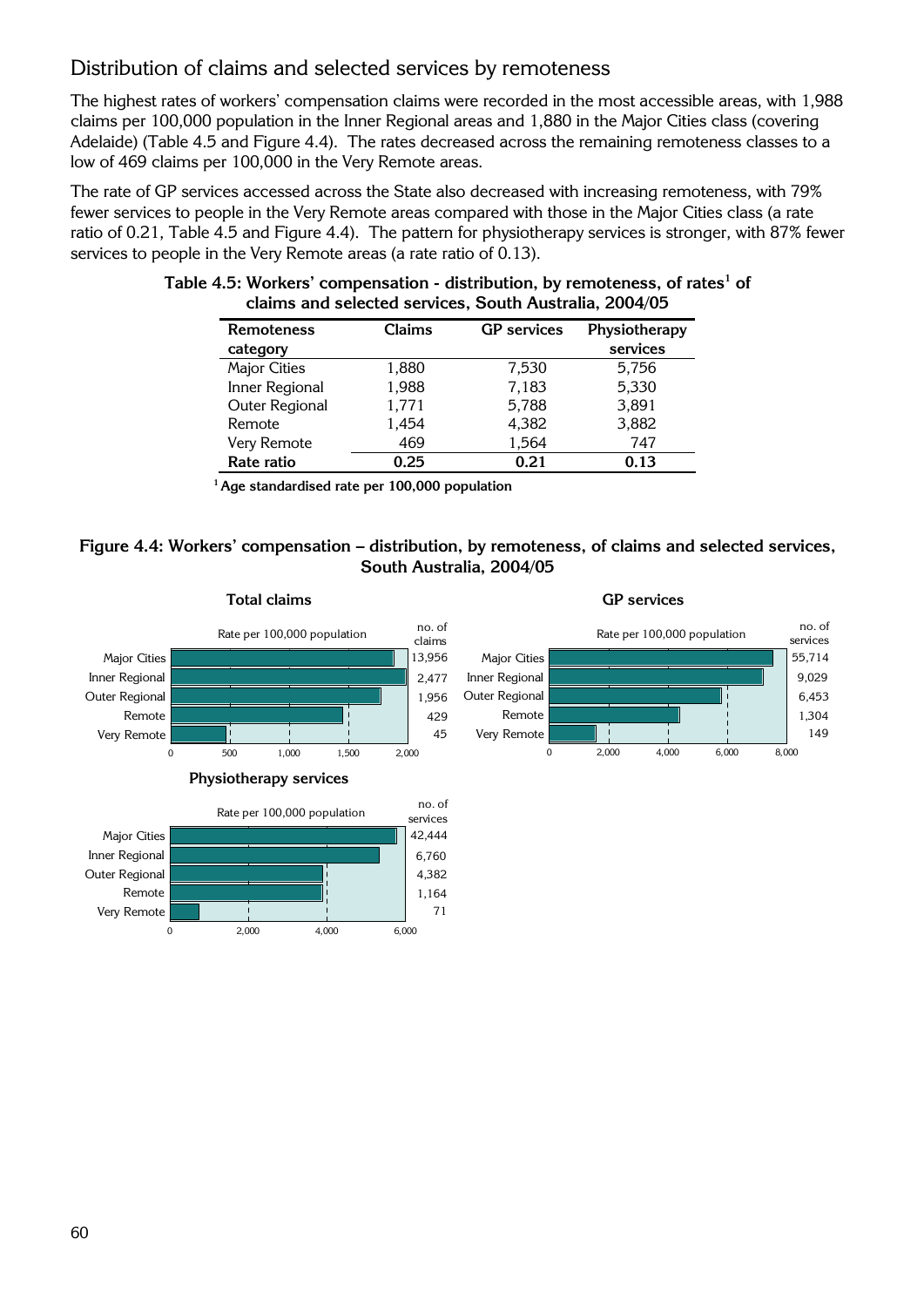## Distribution of claims and selected services by remoteness

The highest rates of workers' compensation claims were recorded in the most accessible areas, with 1,988 claims per 100,000 population in the Inner Regional areas and 1,880 in the Major Cities class (covering Adelaide) (Table 4.5 and Figure 4.4). The rates decreased across the remaining remoteness classes to a low of 469 claims per 100,000 in the Very Remote areas.

The rate of GP services accessed across the State also decreased with increasing remoteness, with 79% fewer services to people in the Very Remote areas compared with those in the Major Cities class (a rate ratio of 0.21, Table 4.5 and Figure 4.4). The pattern for physiotherapy services is stronger, with 87% fewer services to people in the Very Remote areas (a rate ratio of 0.13).

**Table 4.5: Workers' compensation - distribution, by remoteness, of rates[1] of claims and selected services, South Australia, 2004/05**

| Remoteness category | Claims | GP services | Physiotherapy services |
|---|---|---|---|
| Major Cities | 1,880 | 7,530 | 5,756 |
| Inner Regional | 1,988 | 7,183 | 5,330 |
| Outer Regional | 1,771 | 5,788 | 3,891 |
| Remote | 1,454 | 4,382 | 3,882 |
| Very Remote | 469 | 1,564 | 747 |
| **Rate ratio** | **0.25** | **0.21** | **0.13** |

[1] Age standardised rate per 100,000 population

**Figure 4.4: Workers' compensation – distribution, by remoteness, of claims and selected services, South Australia, 2004/05**

**Total claims**

| Remoteness category | no. of claims |
|---|---|
| Major Cities | 13,956 |
| Inner Regional | 2,477 |
| Outer Regional | 1,956 |
| Remote | 429 |
| Very Remote | 45 |

**GP services**

| Remoteness category | no. of services |
|---|---|
| Major Cities | 55,714 |
| Inner Regional | 9,029 |
| Outer Regional | 6,453 |
| Remote | 1,304 |
| Very Remote | 149 |

**Physiotherapy services**

| Remoteness category | no. of services |
|---|---|
| Major Cities | 42,444 |
| Inner Regional | 6,760 |
| Outer Regional | 4,382 |
| Remote | 1,164 |
| Very Remote | 71 |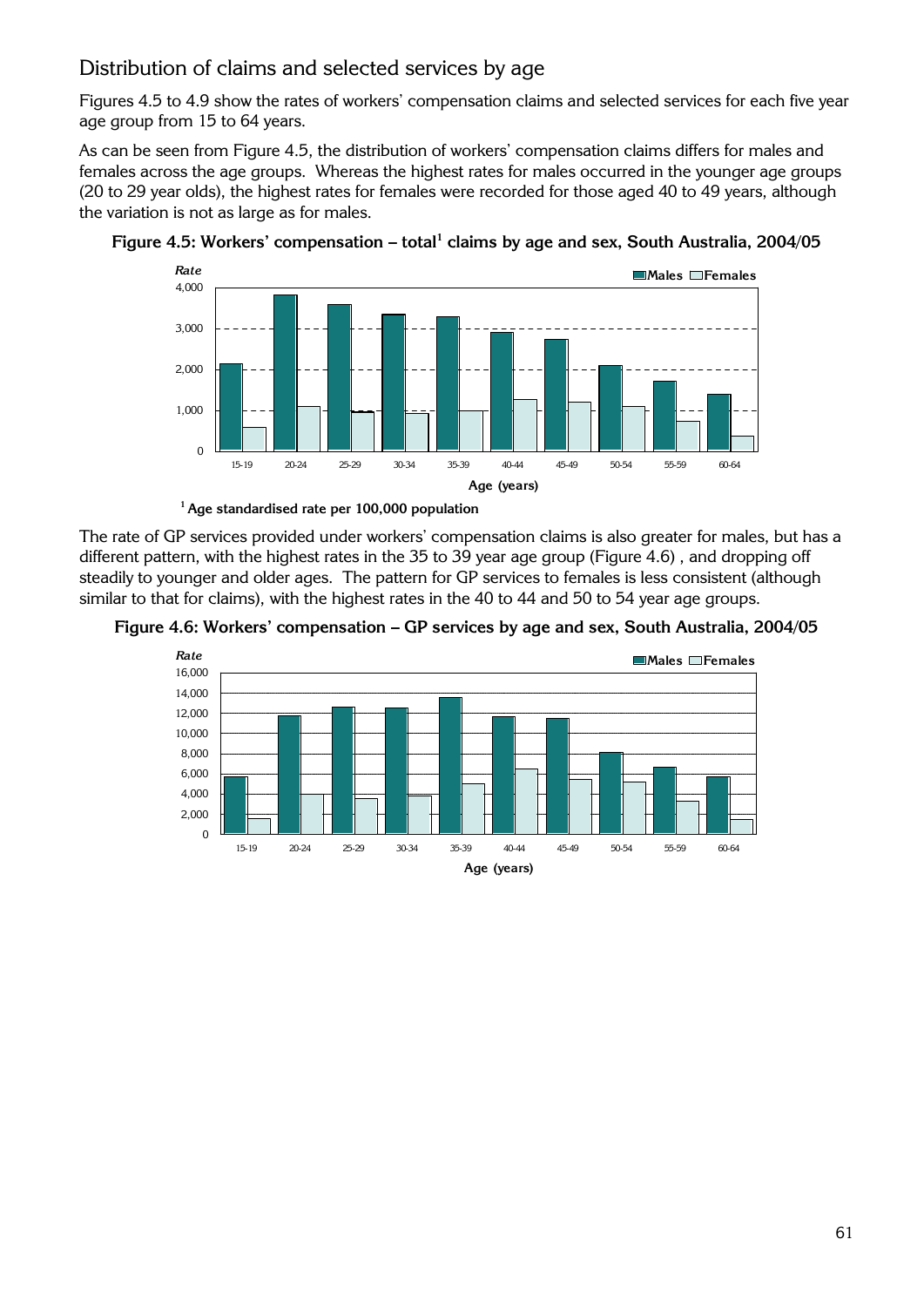## Distribution of claims and selected services by age

Figures 4.5 to 4.9 show the rates of workers' compensation claims and selected services for each five year age group from 15 to 64 years.

As can be seen from Figure 4.5, the distribution of workers' compensation claims differs for males and females across the age groups. Whereas the highest rates for males occurred in the younger age groups (20 to 29 year olds), the highest rates for females were recorded for those aged 40 to 49 years, although the variation is not as large as for males.

**Figure 4.5: Workers' compensation – total[1] claims by age and sex, South Australia, 2004/05**

[1] Age standardised rate per 100,000 population

The rate of GP services provided under workers' compensation claims is also greater for males, but has a different pattern, with the highest rates in the 35 to 39 year age group (Figure 4.6) , and dropping off steadily to younger and older ages. The pattern for GP services to females is less consistent (although similar to that for claims), with the highest rates in the 40 to 44 and 50 to 54 year age groups.

**Figure 4.6: Workers' compensation – GP services by age and sex, South Australia, 2004/05**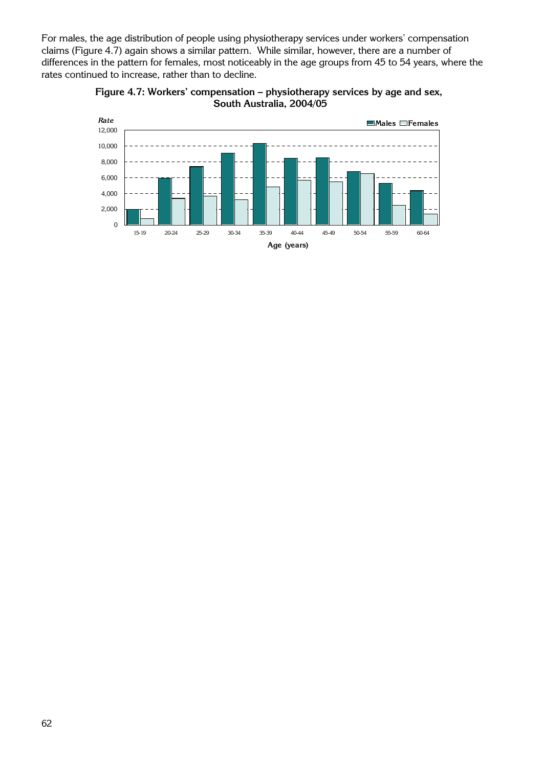For males, the age distribution of people using physiotherapy services under workers' compensation claims (Figure 4.7) again shows a similar pattern. While similar, however, there are a number of differences in the pattern for females, most noticeably in the age groups from 45 to 54 years, where the rates continued to increase, rather than to decline.

**Figure 4.7: Workers' compensation – physiotherapy services by age and sex, South Australia, 2004/05**

Rate

Males Females

12,000
10,000
8,000
6,000
4,000
2,000
0

15-19 20-24 25-29 30-34 35-39 40-44 45-49 50-54 55-59 60-64

Age (years)